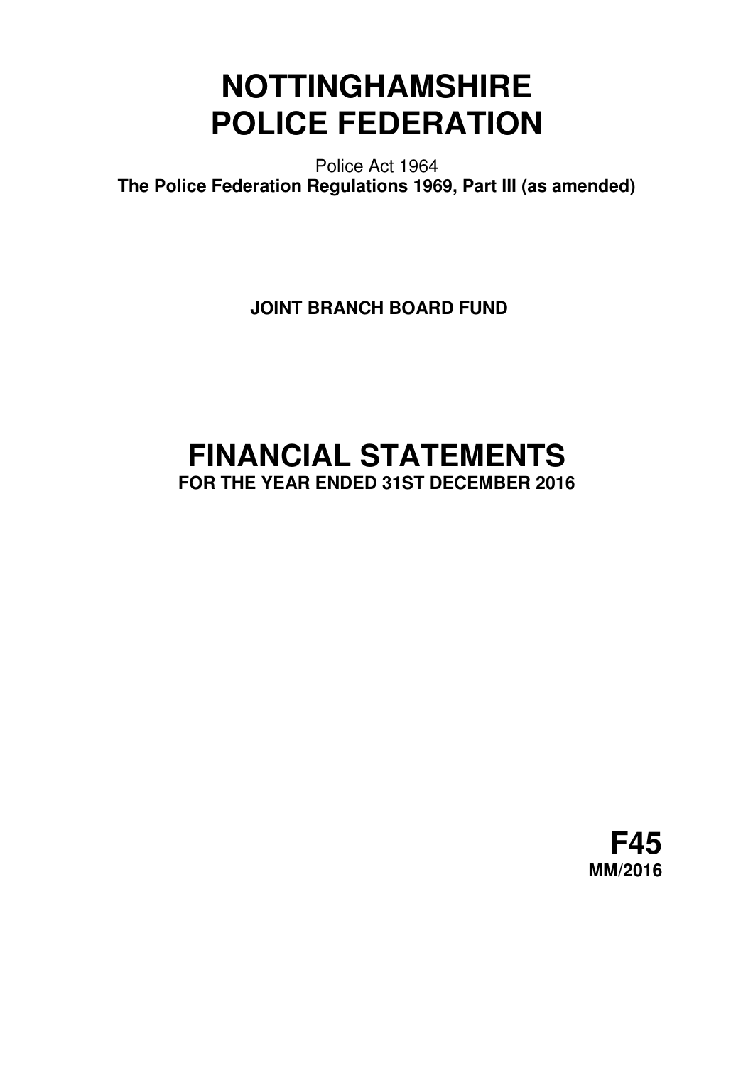# NOTTINGHAMSHIRE POLICE FEDERATION

Police Act 1964

**The Police Federation Regulations 1969, Part III (as amended)**

**JOINT BRANCH BOARD FUND**

# FINANCIAL STATEMENTS

**FOR THE YEAR ENDED 31ST DECEMBER 2016**

**F45**

**MM/2016**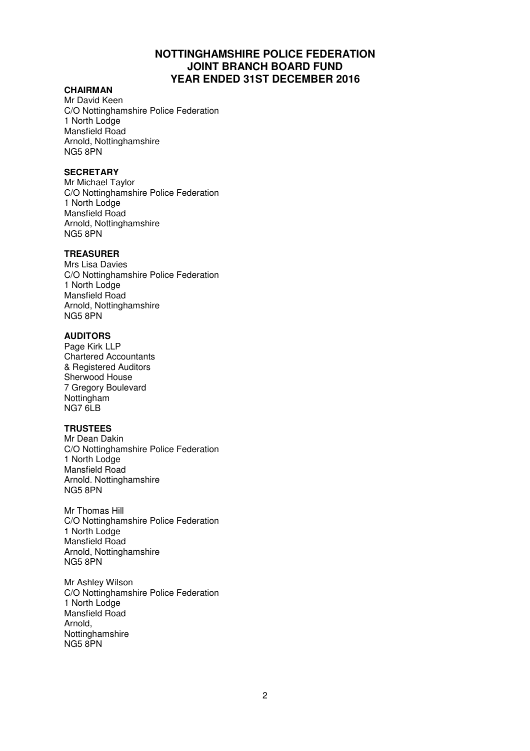# NOTTINGHAMSHIRE POLICE FEDERATION
# JOINT BRANCH BOARD FUND
# YEAR ENDED 31ST DECEMBER 2016

**CHAIRMAN**
Mr David Keen
C/O Nottinghamshire Police Federation
1 North Lodge
Mansfield Road
Arnold, Nottinghamshire
NG5 8PN

**SECRETARY**
Mr Michael Taylor
C/O Nottinghamshire Police Federation
1 North Lodge
Mansfield Road
Arnold, Nottinghamshire
NG5 8PN

**TREASURER**
Mrs Lisa Davies
C/O Nottinghamshire Police Federation
1 North Lodge
Mansfield Road
Arnold, Nottinghamshire
NG5 8PN

**AUDITORS**
Page Kirk LLP
Chartered Accountants
& Registered Auditors
Sherwood House
7 Gregory Boulevard
Nottingham
NG7 6LB

**TRUSTEES**
Mr Dean Dakin
C/O Nottinghamshire Police Federation
1 North Lodge
Mansfield Road
Arnold. Nottinghamshire
NG5 8PN

Mr Thomas Hill
C/O Nottinghamshire Police Federation
1 North Lodge
Mansfield Road
Arnold, Nottinghamshire
NG5 8PN

Mr Ashley Wilson
C/O Nottinghamshire Police Federation
1 North Lodge
Mansfield Road
Arnold,
Nottinghamshire
NG5 8PN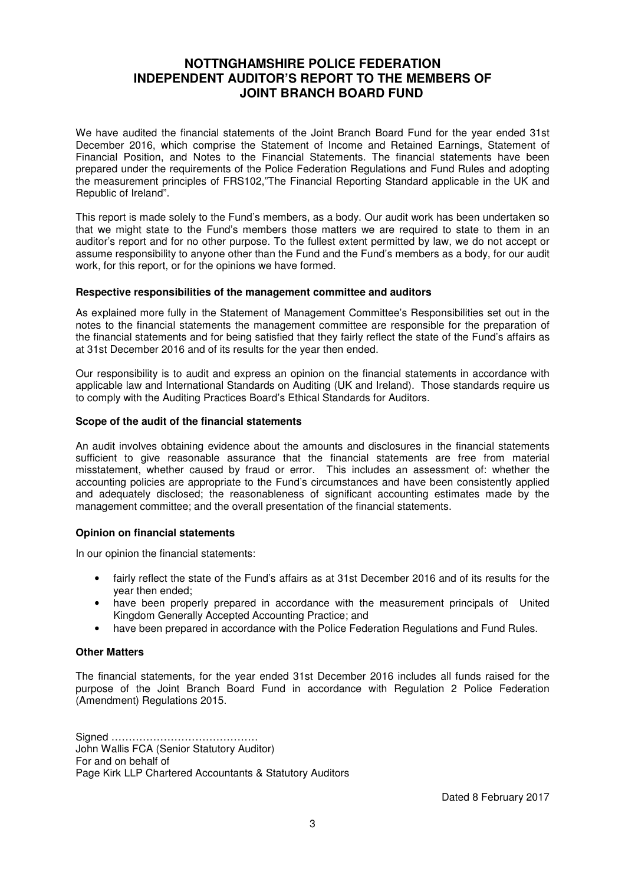# NOTTNGHAMSHIRE POLICE FEDERATION
# INDEPENDENT AUDITOR'S REPORT TO THE MEMBERS OF JOINT BRANCH BOARD FUND

We have audited the financial statements of the Joint Branch Board Fund for the year ended 31st December 2016, which comprise the Statement of Income and Retained Earnings, Statement of Financial Position, and Notes to the Financial Statements. The financial statements have been prepared under the requirements of the Police Federation Regulations and Fund Rules and adopting the measurement principles of FRS102,"The Financial Reporting Standard applicable in the UK and Republic of Ireland".

This report is made solely to the Fund's members, as a body. Our audit work has been undertaken so that we might state to the Fund's members those matters we are required to state to them in an auditor's report and for no other purpose. To the fullest extent permitted by law, we do not accept or assume responsibility to anyone other than the Fund and the Fund's members as a body, for our audit work, for this report, or for the opinions we have formed.

**Respective responsibilities of the management committee and auditors**

As explained more fully in the Statement of Management Committee's Responsibilities set out in the notes to the financial statements the management committee are responsible for the preparation of the financial statements and for being satisfied that they fairly reflect the state of the Fund's affairs as at 31st December 2016 and of its results for the year then ended.

Our responsibility is to audit and express an opinion on the financial statements in accordance with applicable law and International Standards on Auditing (UK and Ireland). Those standards require us to comply with the Auditing Practices Board's Ethical Standards for Auditors.

**Scope of the audit of the financial statements**

An audit involves obtaining evidence about the amounts and disclosures in the financial statements sufficient to give reasonable assurance that the financial statements are free from material misstatement, whether caused by fraud or error. This includes an assessment of: whether the accounting policies are appropriate to the Fund's circumstances and have been consistently applied and adequately disclosed; the reasonableness of significant accounting estimates made by the management committee; and the overall presentation of the financial statements.

**Opinion on financial statements**

In our opinion the financial statements:

- fairly reflect the state of the Fund's affairs as at 31st December 2016 and of its results for the year then ended;
- have been properly prepared in accordance with the measurement principals of United Kingdom Generally Accepted Accounting Practice; and
- have been prepared in accordance with the Police Federation Regulations and Fund Rules.

**Other Matters**

The financial statements, for the year ended 31st December 2016 includes all funds raised for the purpose of the Joint Branch Board Fund in accordance with Regulation 2 Police Federation (Amendment) Regulations 2015.

Signed ……………………………………
John Wallis FCA (Senior Statutory Auditor)
For and on behalf of
Page Kirk LLP Chartered Accountants & Statutory Auditors

Dated 8 February 2017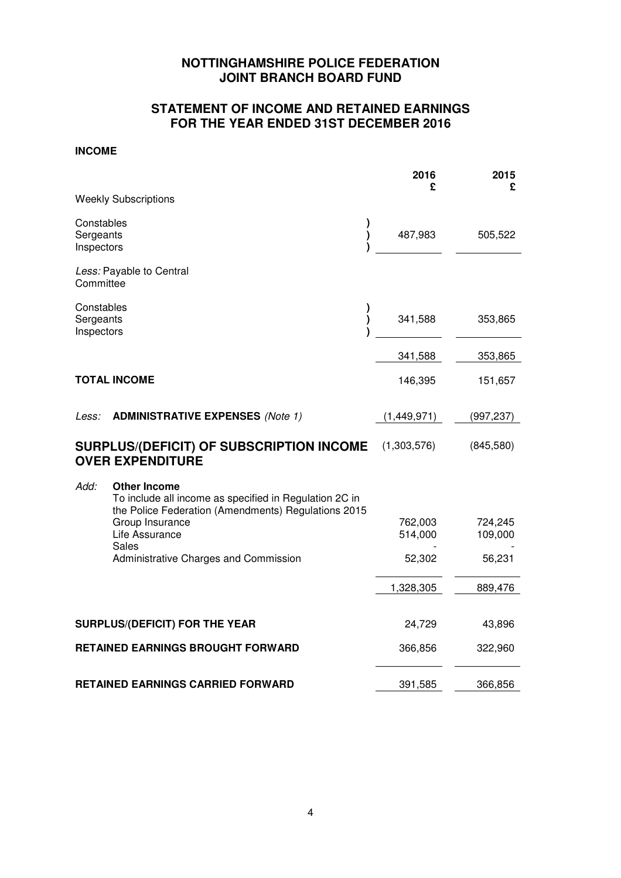# NOTTINGHAMSHIRE POLICE FEDERATION
# JOINT BRANCH BOARD FUND

## STATEMENT OF INCOME AND RETAINED EARNINGS FOR THE YEAR ENDED 31ST DECEMBER 2016

**INCOME**

| | | 2016 £ | 2015 £ |
|---|---|---|---|
| | Weekly Subscriptions | | |
| | Constables<br>Sergeants<br>Inspectors | 487,983 | 505,522 |
| | *Less:* Payable to Central Committee | | |
| | Constables<br>Sergeants<br>Inspectors | 341,588 | 353,865 |
| | | 341,588 | 353,865 |
| | **TOTAL INCOME** | 146,395 | 151,657 |
| *Less:* | **ADMINISTRATIVE EXPENSES** *(Note 1)* | (1,449,971) | (997,237) |
| | **SURPLUS/(DEFICIT) OF SUBSCRIPTION INCOME OVER EXPENDITURE** | (1,303,576) | (845,580) |
| *Add:* | **Other Income**<br>To include all income as specified in Regulation 2C in the Police Federation (Amendments) Regulations 2015 | | |
| | Group Insurance | 762,003 | 724,245 |
| | Life Assurance | 514,000 | 109,000 |
| | Sales | - | - |
| | Administrative Charges and Commission | 52,302 | 56,231 |
| | | 1,328,305 | 889,476 |
| | **SURPLUS/(DEFICIT) FOR THE YEAR** | 24,729 | 43,896 |
| | **RETAINED EARNINGS BROUGHT FORWARD** | 366,856 | 322,960 |
| | **RETAINED EARNINGS CARRIED FORWARD** | 391,585 | 366,856 |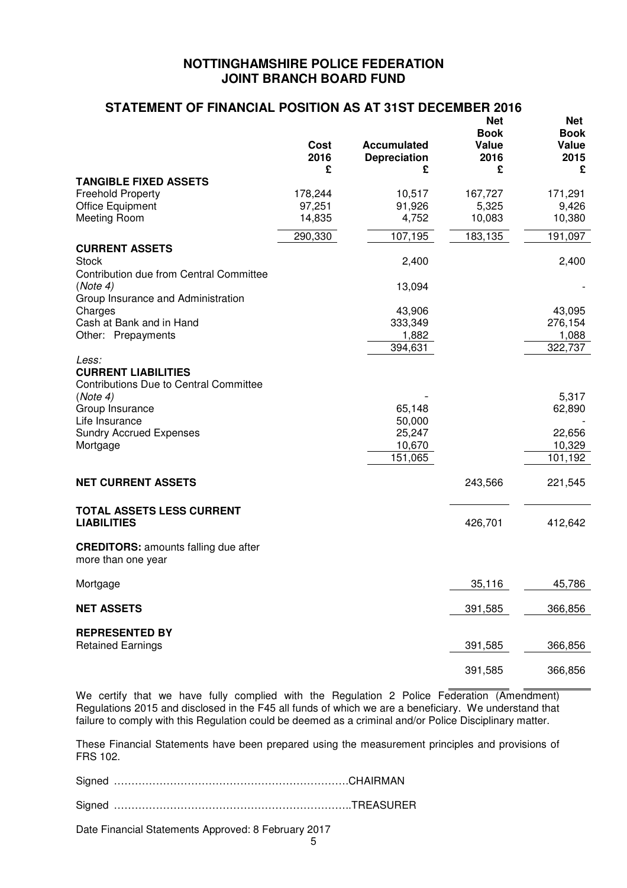# NOTTINGHAMSHIRE POLICE FEDERATION
# JOINT BRANCH BOARD FUND

## STATEMENT OF FINANCIAL POSITION AS AT 31ST DECEMBER 2016

| | Cost 2016 £ | Accumulated Depreciation £ | Net Book Value 2016 £ | Net Book Value 2015 £ |
|---|---|---|---|---|
| **TANGIBLE FIXED ASSETS** | | | | |
| Freehold Property | 178,244 | 10,517 | 167,727 | 171,291 |
| Office Equipment | 97,251 | 91,926 | 5,325 | 9,426 |
| Meeting Room | 14,835 | 4,752 | 10,083 | 10,380 |
| | 290,330 | 107,195 | 183,135 | 191,097 |
| **CURRENT ASSETS** | | | | |
| Stock | | 2,400 | | 2,400 |
| Contribution due from Central Committee (*Note 4)* | | 13,094 | | - |
| Group Insurance and Administration Charges | | 43,906 | | 43,095 |
| Cash at Bank and in Hand | | 333,349 | | 276,154 |
| Other: Prepayments | | 1,882 | | 1,088 |
| | | 394,631 | | 322,737 |
| *Less:* | | | | |
| **CURRENT LIABILITIES** | | | | |
| Contributions Due to Central Committee (*Note 4)* | | - | | 5,317 |
| Group Insurance | | 65,148 | | 62,890 |
| Life Insurance | | 50,000 | | - |
| Sundry Accrued Expenses | | 25,247 | | 22,656 |
| Mortgage | | 10,670 | | 10,329 |
| | | 151,065 | | 101,192 |
| **NET CURRENT ASSETS** | | | 243,566 | 221,545 |
| **TOTAL ASSETS LESS CURRENT LIABILITIES** | | | 426,701 | 412,642 |
| **CREDITORS:** amounts falling due after more than one year | | | | |
| Mortgage | | | 35,116 | 45,786 |
| **NET ASSETS** | | | 391,585 | 366,856 |
| **REPRESENTED BY** | | | | |
| Retained Earnings | | | 391,585 | 366,856 |
| | | | 391,585 | 366,856 |

We certify that we have fully complied with the Regulation 2 Police Federation (Amendment) Regulations 2015 and disclosed in the F45 all funds of which we are a beneficiary. We understand that failure to comply with this Regulation could be deemed as a criminal and/or Police Disciplinary matter.

These Financial Statements have been prepared using the measurement principles and provisions of FRS 102.

Signed ………………………………………………………….CHAIRMAN

Signed …………………………………………………………..TREASURER

Date Financial Statements Approved: 8 February 2017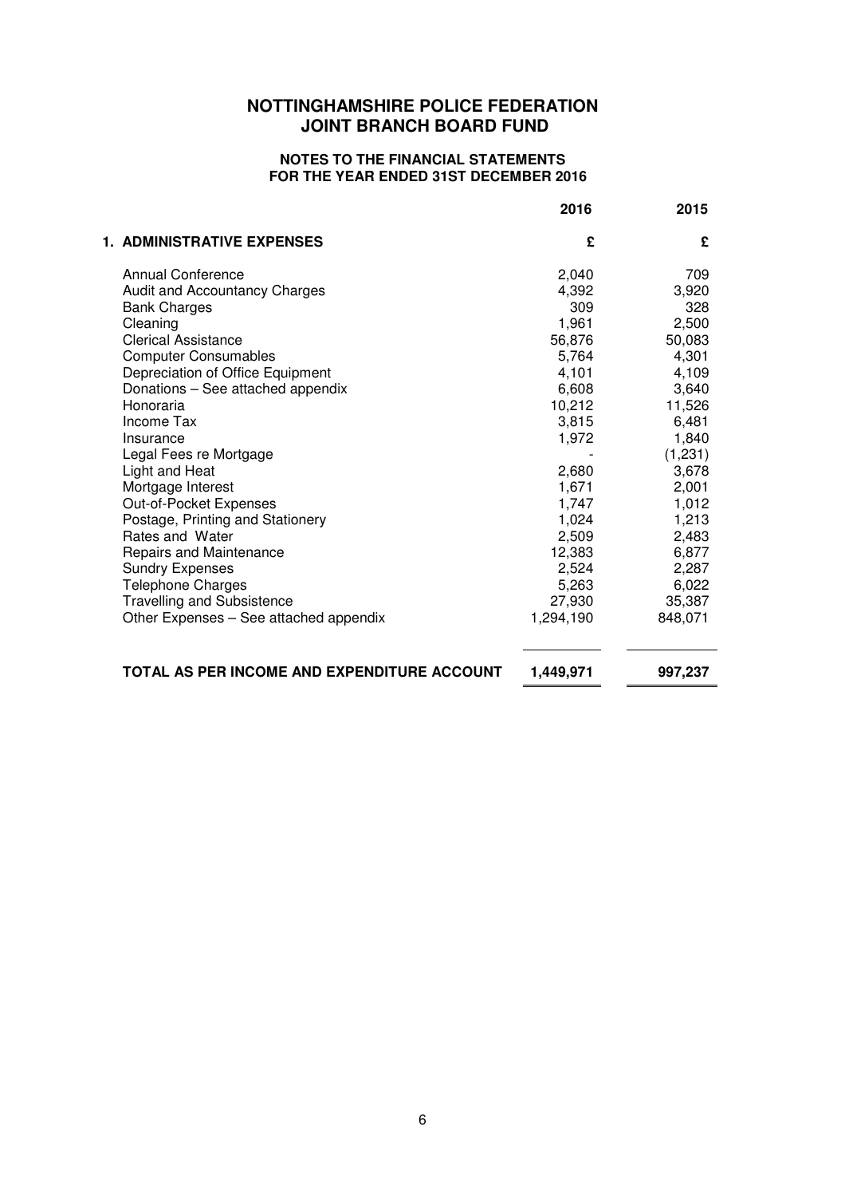# NOTTINGHAMSHIRE POLICE FEDERATION
# JOINT BRANCH BOARD FUND

### NOTES TO THE FINANCIAL STATEMENTS FOR THE YEAR ENDED 31ST DECEMBER 2016

| | 2016 | 2015 |
|---|---|---|
| **1. ADMINISTRATIVE EXPENSES** | **£** | **£** |
| Annual Conference | 2,040 | 709 |
| Audit and Accountancy Charges | 4,392 | 3,920 |
| Bank Charges | 309 | 328 |
| Cleaning | 1,961 | 2,500 |
| Clerical Assistance | 56,876 | 50,083 |
| Computer Consumables | 5,764 | 4,301 |
| Depreciation of Office Equipment | 4,101 | 4,109 |
| Donations – See attached appendix | 6,608 | 3,640 |
| Honoraria | 10,212 | 11,526 |
| Income Tax | 3,815 | 6,481 |
| Insurance | 1,972 | 1,840 |
| Legal Fees re Mortgage | - | (1,231) |
| Light and Heat | 2,680 | 3,678 |
| Mortgage Interest | 1,671 | 2,001 |
| Out-of-Pocket Expenses | 1,747 | 1,012 |
| Postage, Printing and Stationery | 1,024 | 1,213 |
| Rates and Water | 2,509 | 2,483 |
| Repairs and Maintenance | 12,383 | 6,877 |
| Sundry Expenses | 2,524 | 2,287 |
| Telephone Charges | 5,263 | 6,022 |
| Travelling and Subsistence | 27,930 | 35,387 |
| Other Expenses – See attached appendix | 1,294,190 | 848,071 |
| **TOTAL AS PER INCOME AND EXPENDITURE ACCOUNT** | **1,449,971** | **997,237** |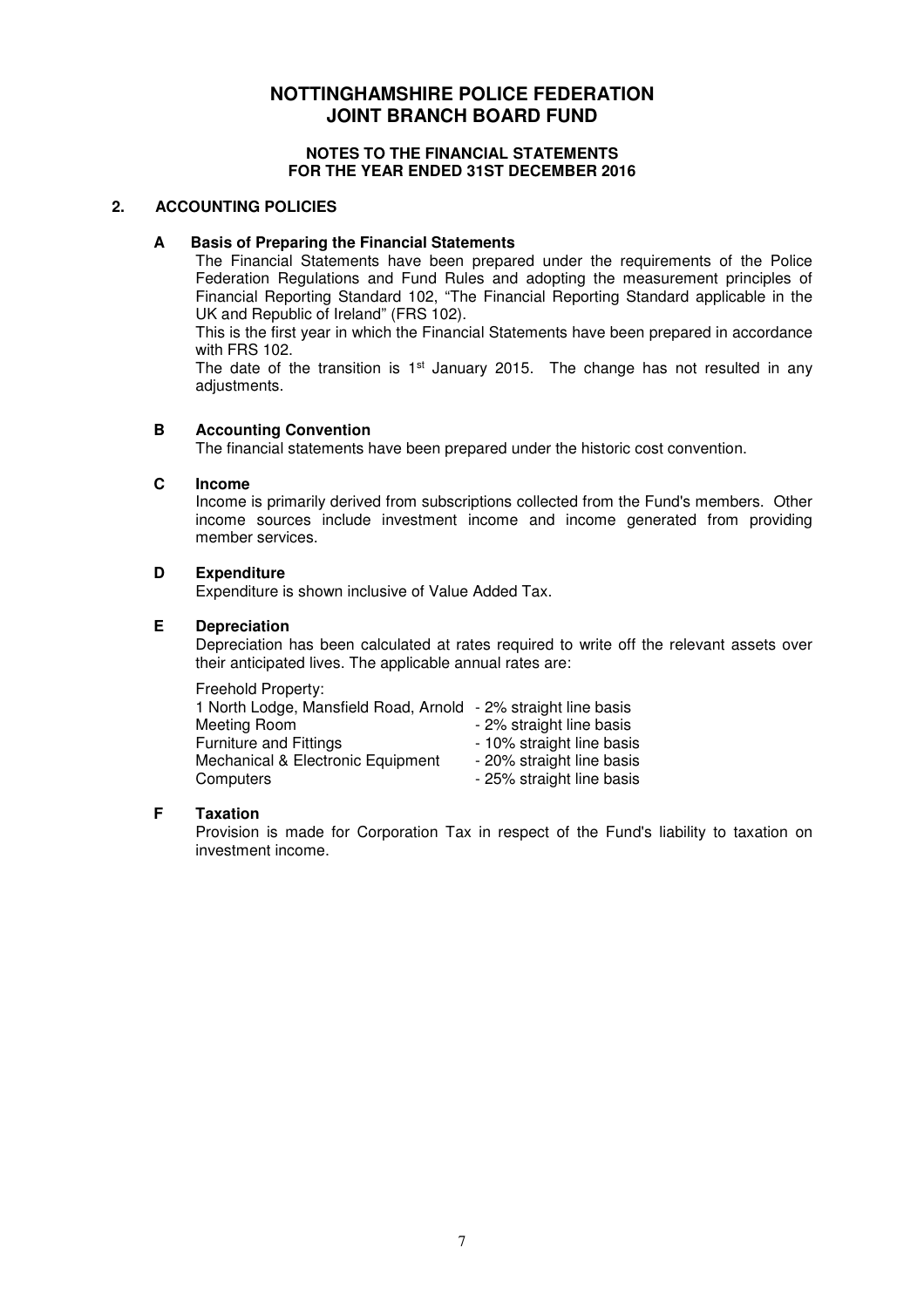# NOTTINGHAMSHIRE POLICE FEDERATION
# JOINT BRANCH BOARD FUND

**NOTES TO THE FINANCIAL STATEMENTS**
**FOR THE YEAR ENDED 31ST DECEMBER 2016**

## 2. ACCOUNTING POLICIES

### A Basis of Preparing the Financial Statements

The Financial Statements have been prepared under the requirements of the Police Federation Regulations and Fund Rules and adopting the measurement principles of Financial Reporting Standard 102, "The Financial Reporting Standard applicable in the UK and Republic of Ireland" (FRS 102).

This is the first year in which the Financial Statements have been prepared in accordance with FRS 102.

The date of the transition is 1st January 2015. The change has not resulted in any adjustments.

### B Accounting Convention

The financial statements have been prepared under the historic cost convention.

### C Income

Income is primarily derived from subscriptions collected from the Fund's members. Other income sources include investment income and income generated from providing member services.

### D Expenditure

Expenditure is shown inclusive of Value Added Tax.

### E Depreciation

Depreciation has been calculated at rates required to write off the relevant assets over their anticipated lives. The applicable annual rates are:

| | |
|---|---|
| Freehold Property: | |
| 1 North Lodge, Mansfield Road, Arnold | - 2% straight line basis |
| Meeting Room | - 2% straight line basis |
| Furniture and Fittings | - 10% straight line basis |
| Mechanical & Electronic Equipment | - 20% straight line basis |
| Computers | - 25% straight line basis |

### F Taxation

Provision is made for Corporation Tax in respect of the Fund's liability to taxation on investment income.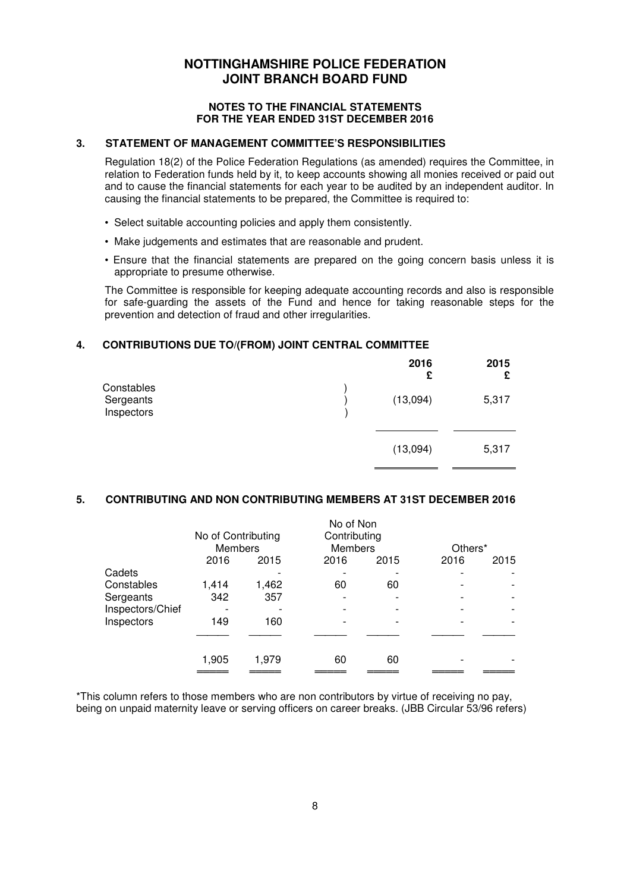# NOTTINGHAMSHIRE POLICE FEDERATION
# JOINT BRANCH BOARD FUND

**NOTES TO THE FINANCIAL STATEMENTS**
**FOR THE YEAR ENDED 31ST DECEMBER 2016**

## 3. STATEMENT OF MANAGEMENT COMMITTEE'S RESPONSIBILITIES

Regulation 18(2) of the Police Federation Regulations (as amended) requires the Committee, in relation to Federation funds held by it, to keep accounts showing all monies received or paid out and to cause the financial statements for each year to be audited by an independent auditor. In causing the financial statements to be prepared, the Committee is required to:

- Select suitable accounting policies and apply them consistently.
- Make judgements and estimates that are reasonable and prudent.
- Ensure that the financial statements are prepared on the going concern basis unless it is appropriate to presume otherwise.

The Committee is responsible for keeping adequate accounting records and also is responsible for safe-guarding the assets of the Fund and hence for taking reasonable steps for the prevention and detection of fraud and other irregularities.

## 4. CONTRIBUTIONS DUE TO/(FROM) JOINT CENTRAL COMMITTEE

| | 2016 £ | 2015 £ |
|---|---|---|
| Constables<br>Sergeants<br>Inspectors | (13,094) | 5,317 |
| | (13,094) | 5,317 |

## 5. CONTRIBUTING AND NON CONTRIBUTING MEMBERS AT 31ST DECEMBER 2016

| | No of Contributing Members | | No of Non Contributing Members | | Others* | |
|---|---|---|---|---|---|---|
| | 2016 | 2015 | 2016 | 2015 | 2016 | 2015 |
| Cadets | | - | - | - | - | - |
| Constables | 1,414 | 1,462 | 60 | 60 | - | - |
| Sergeants | 342 | 357 | - | - | - | - |
| Inspectors/Chief | - | - | - | - | - | - |
| Inspectors | 149 | 160 | - | - | - | - |
| | 1,905 | 1,979 | 60 | 60 | - | - |

*This column refers to those members who are non contributors by virtue of receiving no pay, being on unpaid maternity leave or serving officers on career breaks. (JBB Circular 53/96 refers)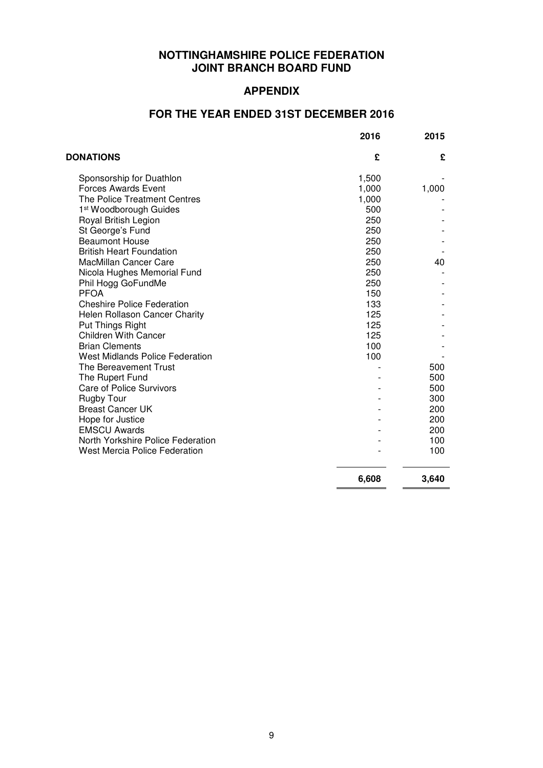# NOTTINGHAMSHIRE POLICE FEDERATION
# JOINT BRANCH BOARD FUND

## APPENDIX

## FOR THE YEAR ENDED 31ST DECEMBER 2016

| | 2016 | 2015 |
|---|---|---|
| **DONATIONS** | **£** | **£** |
| Sponsorship for Duathlon | 1,500 | - |
| Forces Awards Event | 1,000 | 1,000 |
| The Police Treatment Centres | 1,000 | - |
| 1st Woodborough Guides | 500 | - |
| Royal British Legion | 250 | - |
| St George's Fund | 250 | - |
| Beaumont House | 250 | - |
| British Heart Foundation | 250 | - |
| MacMillan Cancer Care | 250 | 40 |
| Nicola Hughes Memorial Fund | 250 | - |
| Phil Hogg GoFundMe | 250 | - |
| PFOA | 150 | - |
| Cheshire Police Federation | 133 | - |
| Helen Rollason Cancer Charity | 125 | - |
| Put Things Right | 125 | - |
| Children With Cancer | 125 | - |
| Brian Clements | 100 | - |
| West Midlands Police Federation | 100 | - |
| The Bereavement Trust | - | 500 |
| The Rupert Fund | - | 500 |
| Care of Police Survivors | - | 500 |
| Rugby Tour | - | 300 |
| Breast Cancer UK | - | 200 |
| Hope for Justice | - | 200 |
| EMSCU Awards | - | 200 |
| North Yorkshire Police Federation | - | 100 |
| West Mercia Police Federation | - | 100 |
| | **6,608** | **3,640** |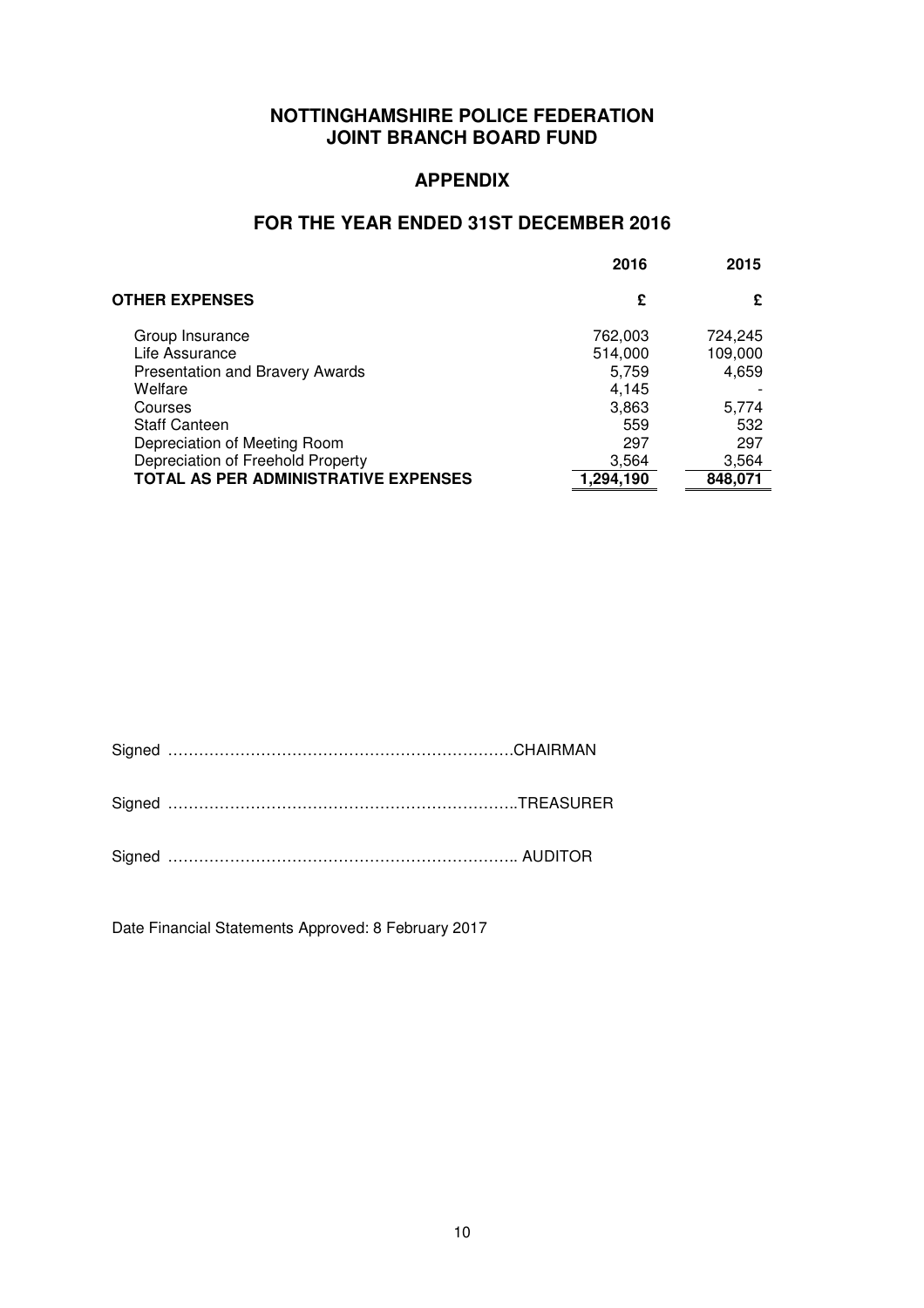# NOTTINGHAMSHIRE POLICE FEDERATION
# JOINT BRANCH BOARD FUND

## APPENDIX

## FOR THE YEAR ENDED 31ST DECEMBER 2016

| | 2016 | 2015 |
|---|---|---|
| **OTHER EXPENSES** | **£** | **£** |
| Group Insurance | 762,003 | 724,245 |
| Life Assurance | 514,000 | 109,000 |
| Presentation and Bravery Awards | 5,759 | 4,659 |
| Welfare | 4,145 | - |
| Courses | 3,863 | 5,774 |
| Staff Canteen | 559 | 532 |
| Depreciation of Meeting Room | 297 | 297 |
| Depreciation of Freehold Property | 3,564 | 3,564 |
| **TOTAL AS PER ADMINISTRATIVE EXPENSES** | **1,294,190** | **848,071** |

Signed ………………………………………………………….CHAIRMAN

Signed …………………………………………………………..TREASURER

Signed ………………………………………………………….. AUDITOR

Date Financial Statements Approved: 8 February 2017